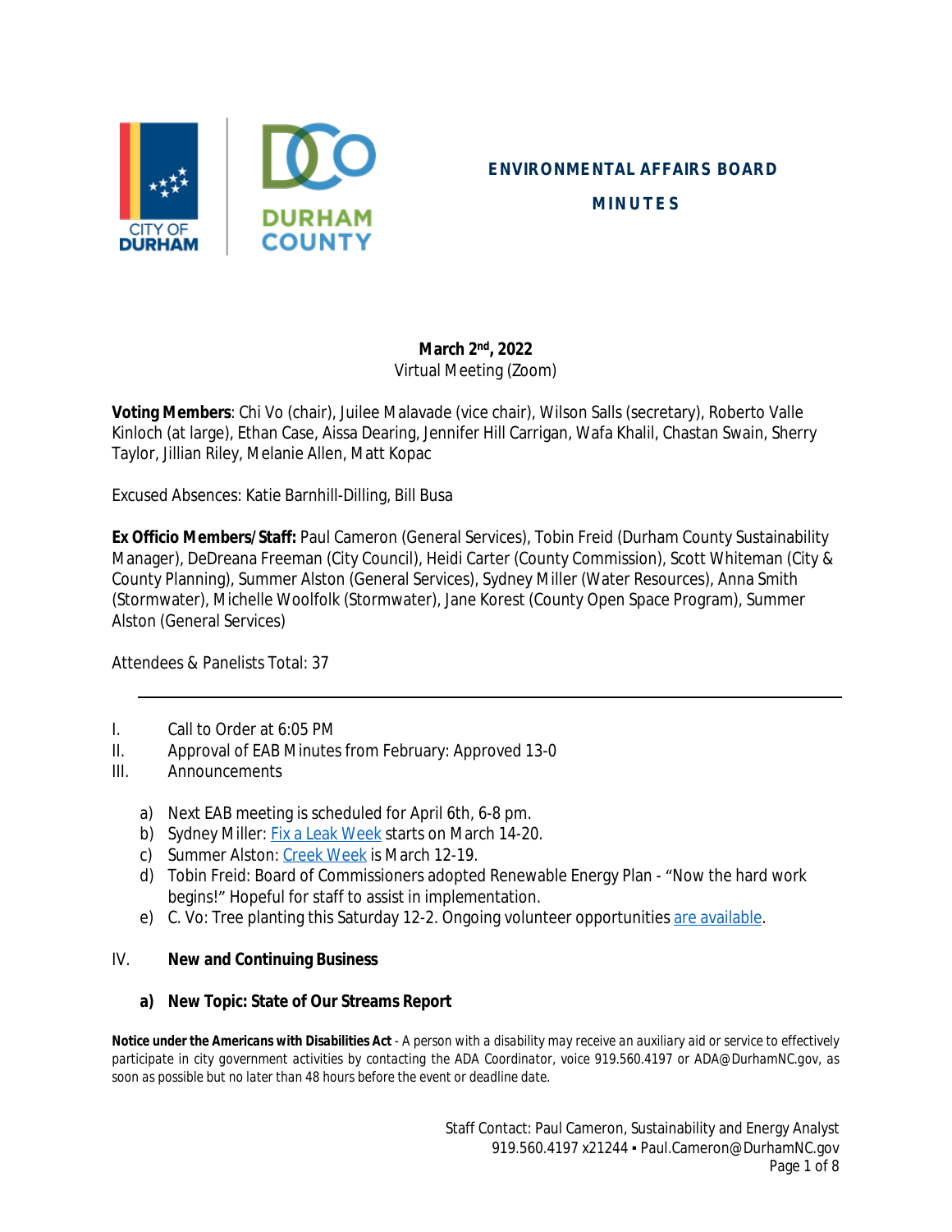# ENVIRONMENTAL AFFAIRS BOARD

## MINUTES

**March 2nd, 2022**
Virtual Meeting (Zoom)

**Voting Members**: Chi Vo (chair), Juilee Malavade (vice chair), Wilson Salls (secretary), Roberto Valle Kinloch (at large), Ethan Case, Aissa Dearing, Jennifer Hill Carrigan, Wafa Khalil, Chastan Swain, Sherry Taylor, Jillian Riley, Melanie Allen, Matt Kopac

Excused Absences: Katie Barnhill-Dilling, Bill Busa

**Ex Officio Members/Staff:** Paul Cameron (General Services), Tobin Freid (Durham County Sustainability Manager), DeDreana Freeman (City Council), Heidi Carter (County Commission), Scott Whiteman (City & County Planning), Summer Alston (General Services), Sydney Miller (Water Resources), Anna Smith (Stormwater), Michelle Woolfolk (Stormwater), Jane Korest (County Open Space Program), Summer Alston (General Services)

Attendees & Panelists Total: 37

---

I. Call to Order at 6:05 PM

II. Approval of EAB Minutes from February: Approved 13-0

III. Announcements

a) Next EAB meeting is scheduled for April 6th, 6-8 pm.
b) Sydney Miller: Fix a Leak Week starts on March 14-20.
c) Summer Alston: Creek Week is March 12-19.
d) Tobin Freid: Board of Commissioners adopted Renewable Energy Plan - "Now the hard work begins!" Hopeful for staff to assist in implementation.
e) C. Vo: Tree planting this Saturday 12-2. Ongoing volunteer opportunities are available.

IV. **New and Continuing Business**

**a) New Topic: State of Our Streams Report**

**Notice under the Americans with Disabilities Act** - A person with a disability may receive an auxiliary aid or service to effectively participate in city government activities by contacting the ADA Coordinator, voice 919.560.4197 or ADA@DurhamNC.gov, as soon as possible but no later than 48 hours before the event or deadline date.

Staff Contact: Paul Cameron, Sustainability and Energy Analyst
919.560.4197 x21244 ▪ Paul.Cameron@DurhamNC.gov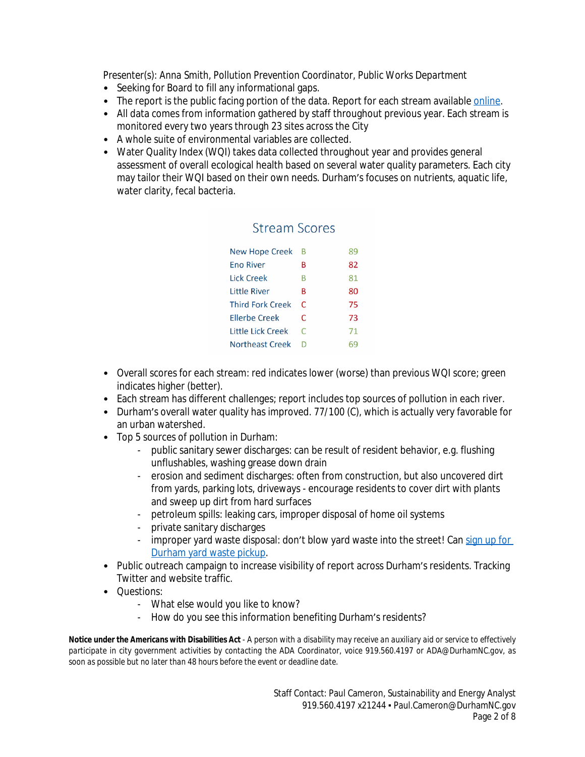Presenter(s): Anna Smith, Pollution Prevention Coordinator, Public Works Department

- Seeking for Board to fill any informational gaps.
- The report is the public facing portion of the data. Report for each stream available online.
- All data comes from information gathered by staff throughout previous year. Each stream is monitored every two years through 23 sites across the City
- A whole suite of environmental variables are collected.
- Water Quality Index (WQI) takes data collected throughout year and provides general assessment of overall ecological health based on several water quality parameters. Each city may tailor their WQI based on their own needs. Durham's focuses on nutrients, aquatic life, water clarity, fecal bacteria.

**Stream Scores**

| Stream | Grade | Score |
|---|---|---|
| New Hope Creek | B | 89 |
| Eno River | B | 82 |
| Lick Creek | B | 81 |
| Little River | B | 80 |
| Third Fork Creek | C | 75 |
| Ellerbe Creek | C | 73 |
| Little Lick Creek | C | 71 |
| Northeast Creek | D | 69 |

- Overall scores for each stream: red indicates lower (worse) than previous WQI score; green indicates higher (better).
- Each stream has different challenges; report includes top sources of pollution in each river.
- Durham's overall water quality has improved. 77/100 (C), which is actually very favorable for an urban watershed.
- Top 5 sources of pollution in Durham:
  - public sanitary sewer discharges: can be result of resident behavior, e.g. flushing unflushables, washing grease down drain
  - erosion and sediment discharges: often from construction, but also uncovered dirt from yards, parking lots, driveways - encourage residents to cover dirt with plants and sweep up dirt from hard surfaces
  - petroleum spills: leaking cars, improper disposal of home oil systems
  - private sanitary discharges
  - improper yard waste disposal: don't blow yard waste into the street! Can sign up for Durham yard waste pickup.
- Public outreach campaign to increase visibility of report across Durham's residents. Tracking Twitter and website traffic.
- Questions:
  - What else would you like to know?
  - How do you see this information benefiting Durham's residents?

**Notice under the Americans with Disabilities Act** - A person with a disability may receive an auxiliary aid or service to effectively participate in city government activities by contacting the ADA Coordinator, voice 919.560.4197 or ADA@DurhamNC.gov, as soon as possible but no later than 48 hours before the event or deadline date.

Staff Contact: Paul Cameron, Sustainability and Energy Analyst
919.560.4197 x21244 ▪ Paul.Cameron@DurhamNC.gov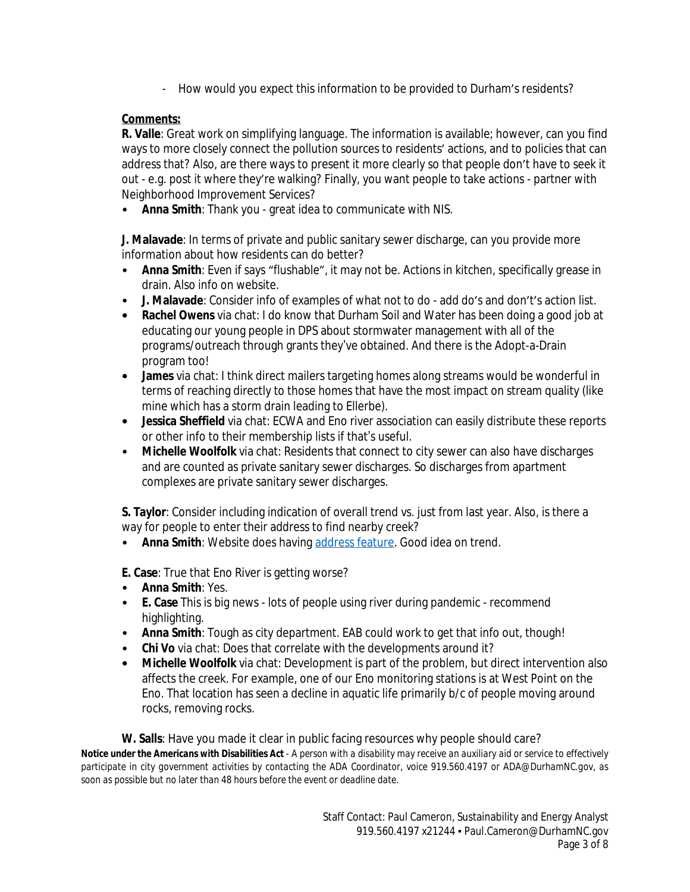- How would you expect this information to be provided to Durham's residents?

**Comments:**

**R. Valle**: Great work on simplifying language. The information is available; however, can you find ways to more closely connect the pollution sources to residents' actions, and to policies that can address that? Also, are there ways to present it more clearly so that people don't have to seek it out - e.g. post it where they're walking? Finally, you want people to take actions - partner with Neighborhood Improvement Services?

- **Anna Smith**: Thank you - great idea to communicate with NIS.

**J. Malavade**: In terms of private and public sanitary sewer discharge, can you provide more information about how residents can do better?

- **Anna Smith**: Even if says "flushable", it may not be. Actions in kitchen, specifically grease in drain. Also info on website.
- **J. Malavade**: Consider info of examples of what not to do - add do's and don't's action list.
- **Rachel Owens** via chat: I do know that Durham Soil and Water has been doing a good job at educating our young people in DPS about stormwater management with all of the programs/outreach through grants they've obtained. And there is the Adopt-a-Drain program too!
- **James** via chat: I think direct mailers targeting homes along streams would be wonderful in terms of reaching directly to those homes that have the most impact on stream quality (like mine which has a storm drain leading to Ellerbe).
- **Jessica Sheffield** via chat: ECWA and Eno river association can easily distribute these reports or other info to their membership lists if that's useful.
- **Michelle Woolfolk** via chat: Residents that connect to city sewer can also have discharges and are counted as private sanitary sewer discharges. So discharges from apartment complexes are private sanitary sewer discharges.

**S. Taylor**: Consider including indication of overall trend vs. just from last year. Also, is there a way for people to enter their address to find nearby creek?

- **Anna Smith**: Website does having address feature. Good idea on trend.

**E. Case**: True that Eno River is getting worse?

- **Anna Smith**: Yes.
- **E. Case** This is big news - lots of people using river during pandemic - recommend highlighting.
- **Anna Smith**: Tough as city department. EAB could work to get that info out, though!
- **Chi Vo** via chat: Does that correlate with the developments around it?
- **Michelle Woolfolk** via chat: Development is part of the problem, but direct intervention also affects the creek. For example, one of our Eno monitoring stations is at West Point on the Eno. That location has seen a decline in aquatic life primarily b/c of people moving around rocks, removing rocks.

**W. Salls**: Have you made it clear in public facing resources why people should care?

**Notice under the Americans with Disabilities Act** - A person with a disability may receive an auxiliary aid or service to effectively participate in city government activities by contacting the ADA Coordinator, voice 919.560.4197 or ADA@DurhamNC.gov, as soon as possible but no later than 48 hours before the event or deadline date.

Staff Contact: Paul Cameron, Sustainability and Energy Analyst
919.560.4197 x21244 ▪ Paul.Cameron@DurhamNC.gov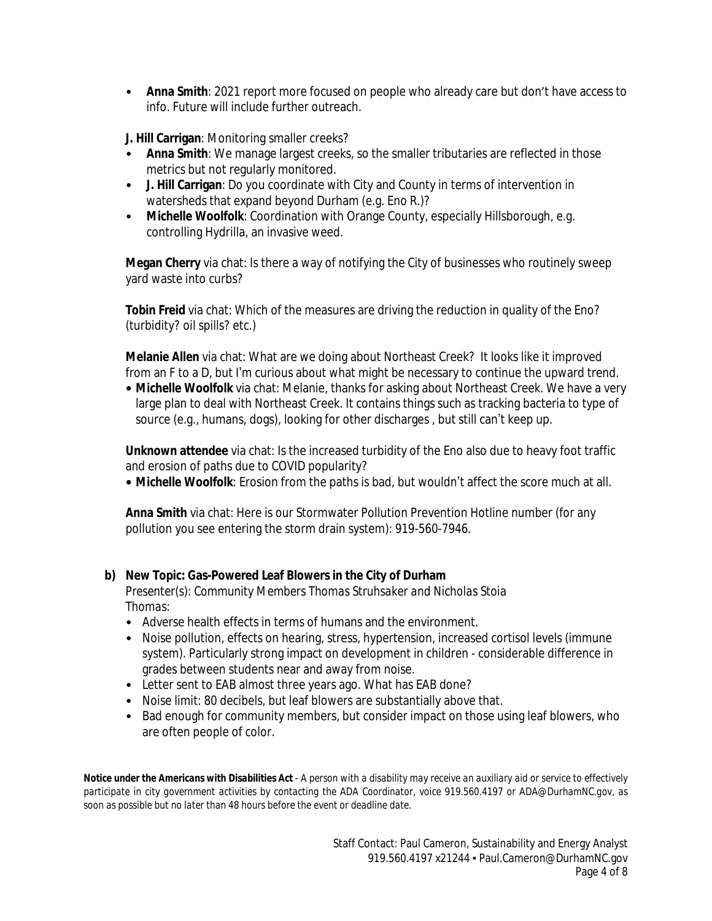- **Anna Smith**: 2021 report more focused on people who already care but don't have access to info. Future will include further outreach.

**J. Hill Carrigan**: Monitoring smaller creeks?

- **Anna Smith**: We manage largest creeks, so the smaller tributaries are reflected in those metrics but not regularly monitored.
- **J. Hill Carrigan**: Do you coordinate with City and County in terms of intervention in watersheds that expand beyond Durham (e.g. Eno R.)?
- **Michelle Woolfolk**: Coordination with Orange County, especially Hillsborough, e.g. controlling Hydrilla, an invasive weed.

**Megan Cherry** via chat: Is there a way of notifying the City of businesses who routinely sweep yard waste into curbs?

**Tobin Freid** via chat: Which of the measures are driving the reduction in quality of the Eno? (turbidity? oil spills? etc.)

**Melanie Allen** via chat: What are we doing about Northeast Creek? It looks like it improved from an F to a D, but I'm curious about what might be necessary to continue the upward trend.

- **Michelle Woolfolk** via chat: Melanie, thanks for asking about Northeast Creek. We have a very large plan to deal with Northeast Creek. It contains things such as tracking bacteria to type of source (e.g., humans, dogs), looking for other discharges , but still can't keep up.

**Unknown attendee** via chat: Is the increased turbidity of the Eno also due to heavy foot traffic and erosion of paths due to COVID popularity?

- **Michelle Woolfolk**: Erosion from the paths is bad, but wouldn't affect the score much at all.

**Anna Smith** via chat: Here is our Stormwater Pollution Prevention Hotline number (for any pollution you see entering the storm drain system): 919-560-7946.

**b) New Topic: Gas-Powered Leaf Blowers in the City of Durham**

*Presenter(s): Community Members Thomas Struhsaker and Nicholas Stoia*

*Thomas:*

- Adverse health effects in terms of humans and the environment.
- Noise pollution, effects on hearing, stress, hypertension, increased cortisol levels (immune system). Particularly strong impact on development in children - considerable difference in grades between students near and away from noise.
- Letter sent to EAB almost three years ago. What has EAB done?
- Noise limit: 80 decibels, but leaf blowers are substantially above that.
- Bad enough for community members, but consider impact on those using leaf blowers, who are often people of color.

***Notice under the Americans with Disabilities Act*** *- A person with a disability may receive an auxiliary aid or service to effectively participate in city government activities by contacting the ADA Coordinator, voice 919.560.4197 or ADA@DurhamNC.gov, as soon as possible but no later than 48 hours before the event or deadline date.*

Staff Contact: Paul Cameron, Sustainability and Energy Analyst
919.560.4197 x21244 ▪ Paul.Cameron@DurhamNC.gov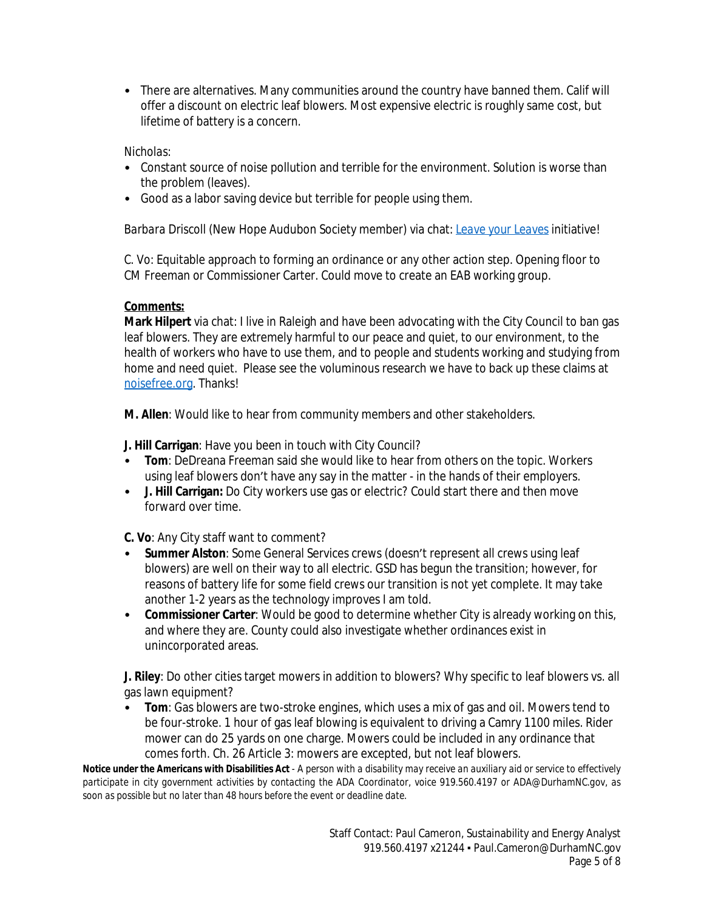- There are alternatives. Many communities around the country have banned them. Calif will offer a discount on electric leaf blowers. Most expensive electric is roughly same cost, but lifetime of battery is a concern.

Nicholas:

- Constant source of noise pollution and terrible for the environment. Solution is worse than the problem (leaves).
- Good as a labor saving device but terrible for people using them.

Barbara Driscoll (New Hope Audubon Society member) via chat: [Leave your Leaves](Leave your Leaves) initiative!

C. Vo: Equitable approach to forming an ordinance or any other action step. Opening floor to CM Freeman or Commissioner Carter. Could move to create an EAB working group.

**Comments:**

**Mark Hilpert** via chat: I live in Raleigh and have been advocating with the City Council to ban gas leaf blowers. They are extremely harmful to our peace and quiet, to our environment, to the health of workers who have to use them, and to people and students working and studying from home and need quiet. Please see the voluminous research we have to back up these claims at [noisefree.org](noisefree.org). Thanks!

**M. Allen**: Would like to hear from community members and other stakeholders.

**J. Hill Carrigan**: Have you been in touch with City Council?

- **Tom**: DeDreana Freeman said she would like to hear from others on the topic. Workers using leaf blowers don't have any say in the matter - in the hands of their employers.
- **J. Hill Carrigan:** Do City workers use gas or electric? Could start there and then move forward over time.

**C. Vo**: Any City staff want to comment?

- **Summer Alston**: Some General Services crews (doesn't represent all crews using leaf blowers) are well on their way to all electric. GSD has begun the transition; however, for reasons of battery life for some field crews our transition is not yet complete. It may take another 1-2 years as the technology improves I am told.
- **Commissioner Carter**: Would be good to determine whether City is already working on this, and where they are. County could also investigate whether ordinances exist in unincorporated areas.

**J. Riley**: Do other cities target mowers in addition to blowers? Why specific to leaf blowers vs. all gas lawn equipment?

- **Tom**: Gas blowers are two-stroke engines, which uses a mix of gas and oil. Mowers tend to be four-stroke. 1 hour of gas leaf blowing is equivalent to driving a Camry 1100 miles. Rider mower can do 25 yards on one charge. Mowers could be included in any ordinance that comes forth. Ch. 26 Article 3: mowers are excepted, but not leaf blowers.

**Notice under the Americans with Disabilities Act** - A person with a disability may receive an auxiliary aid or service to effectively participate in city government activities by contacting the ADA Coordinator, voice 919.560.4197 or ADA@DurhamNC.gov, as soon as possible but no later than 48 hours before the event or deadline date.

Staff Contact: Paul Cameron, Sustainability and Energy Analyst
919.560.4197 x21244 ▪ Paul.Cameron@DurhamNC.gov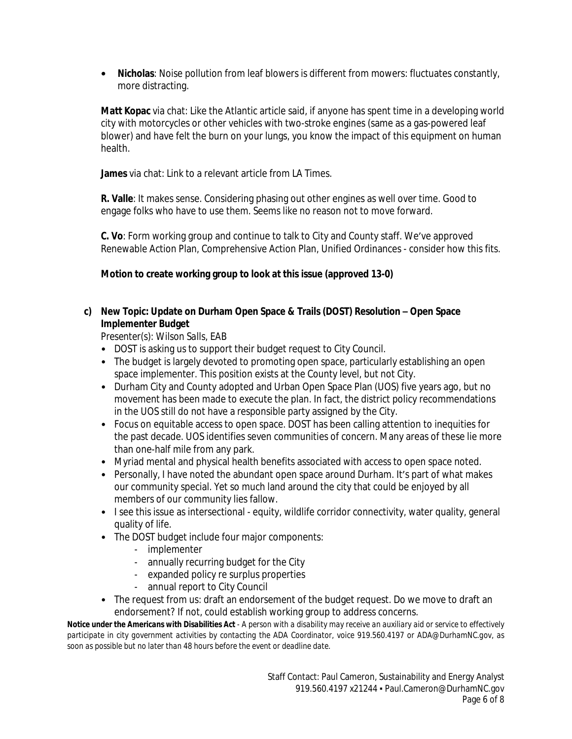- **Nicholas**: Noise pollution from leaf blowers is different from mowers: fluctuates constantly, more distracting.

**Matt Kopac** via chat: Like the Atlantic article said, if anyone has spent time in a developing world city with motorcycles or other vehicles with two-stroke engines (same as a gas-powered leaf blower) and have felt the burn on your lungs, you know the impact of this equipment on human health.

**James** via chat: Link to a relevant article from LA Times.

**R. Valle**: It makes sense. Considering phasing out other engines as well over time. Good to engage folks who have to use them. Seems like no reason not to move forward.

**C. Vo**: Form working group and continue to talk to City and County staff. We've approved Renewable Action Plan, Comprehensive Action Plan, Unified Ordinances - consider how this fits.

**Motion to create working group to look at this issue (approved 13-0)**

**c) New Topic: Update on Durham Open Space & Trails (DOST) Resolution – Open Space Implementer Budget**

Presenter(s): *Wilson Salls, EAB*

- DOST is asking us to support their budget request to City Council.
- The budget is largely devoted to promoting open space, particularly establishing an open space implementer. This position exists at the County level, but not City.
- Durham City and County adopted and Urban Open Space Plan (UOS) five years ago, but no movement has been made to execute the plan. In fact, the district policy recommendations in the UOS still do not have a responsible party assigned by the City.
- Focus on equitable access to open space. DOST has been calling attention to inequities for the past decade. UOS identifies seven communities of concern. Many areas of these lie more than one-half mile from any park.
- Myriad mental and physical health benefits associated with access to open space noted.
- Personally, I have noted the abundant open space around Durham. It's part of what makes our community special. Yet so much land around the city that could be enjoyed by all members of our community lies fallow.
- I see this issue as intersectional - equity, wildlife corridor connectivity, water quality, general quality of life.
- The DOST budget include four major components:
  - implementer
  - annually recurring budget for the City
  - expanded policy re surplus properties
  - annual report to City Council
- The request from us: draft an endorsement of the budget request. Do we move to draft an endorsement? If not, could establish working group to address concerns.

**Notice under the Americans with Disabilities Act** - A person with a disability may receive an auxiliary aid or service to effectively participate in city government activities by contacting the ADA Coordinator, voice 919.560.4197 or ADA@DurhamNC.gov, as soon as possible but no later than 48 hours before the event or deadline date.

Staff Contact: Paul Cameron, Sustainability and Energy Analyst
919.560.4197 x21244 ▪ Paul.Cameron@DurhamNC.gov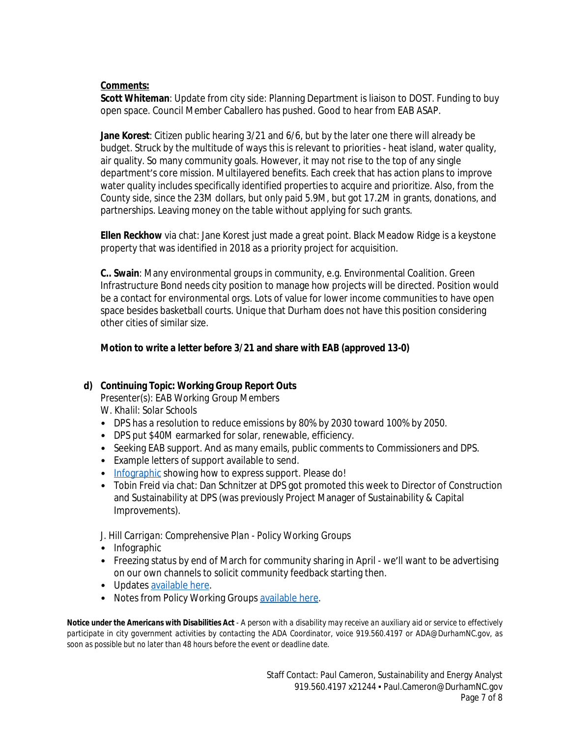**Comments:**

**Scott Whiteman**: Update from city side: Planning Department is liaison to DOST. Funding to buy open space. Council Member Caballero has pushed. Good to hear from EAB ASAP.

**Jane Korest**: Citizen public hearing 3/21 and 6/6, but by the later one there will already be budget. Struck by the multitude of ways this is relevant to priorities - heat island, water quality, air quality. So many community goals. However, it may not rise to the top of any single department's core mission. Multilayered benefits. Each creek that has action plans to improve water quality includes specifically identified properties to acquire and prioritize. Also, from the County side, since the 23M dollars, but only paid 5.9M, but got 17.2M in grants, donations, and partnerships. Leaving money on the table without applying for such grants.

**Ellen Reckhow** via chat: Jane Korest just made a great point. Black Meadow Ridge is a keystone property that was identified in 2018 as a priority project for acquisition.

**C.. Swain**: Many environmental groups in community, e.g. Environmental Coalition. Green Infrastructure Bond needs city position to manage how projects will be directed. Position would be a contact for environmental orgs. Lots of value for lower income communities to have open space besides basketball courts. Unique that Durham does not have this position considering other cities of similar size.

**Motion to write a letter before 3/21 and share with EAB (approved 13-0)**

**d) Continuing Topic: Working Group Report Outs**

Presenter(s): EAB Working Group Members

*W. Khalil: Solar Schools*

- DPS has a resolution to reduce emissions by 80% by 2030 toward 100% by 2050.
- DPS put $40M earmarked for solar, renewable, efficiency.
- Seeking EAB support. And as many emails, public comments to Commissioners and DPS.
- Example letters of support available to send.
- Infographic showing how to express support. Please do!
- Tobin Freid via chat: Dan Schnitzer at DPS got promoted this week to Director of Construction and Sustainability at DPS (was previously Project Manager of Sustainability & Capital Improvements).

*J. Hill Carrigan: Comprehensive Plan - Policy Working Groups*

- Infographic
- Freezing status by end of March for community sharing in April - we'll want to be advertising on our own channels to solicit community feedback starting then.
- Updates available here.
- Notes from Policy Working Groups available here.

**Notice under the Americans with Disabilities Act** - A person with a disability may receive an auxiliary aid or service to effectively participate in city government activities by contacting the ADA Coordinator, voice 919.560.4197 or ADA@DurhamNC.gov, as soon as possible but no later than 48 hours before the event or deadline date.

Staff Contact: Paul Cameron, Sustainability and Energy Analyst
919.560.4197 x21244 ▪ Paul.Cameron@DurhamNC.gov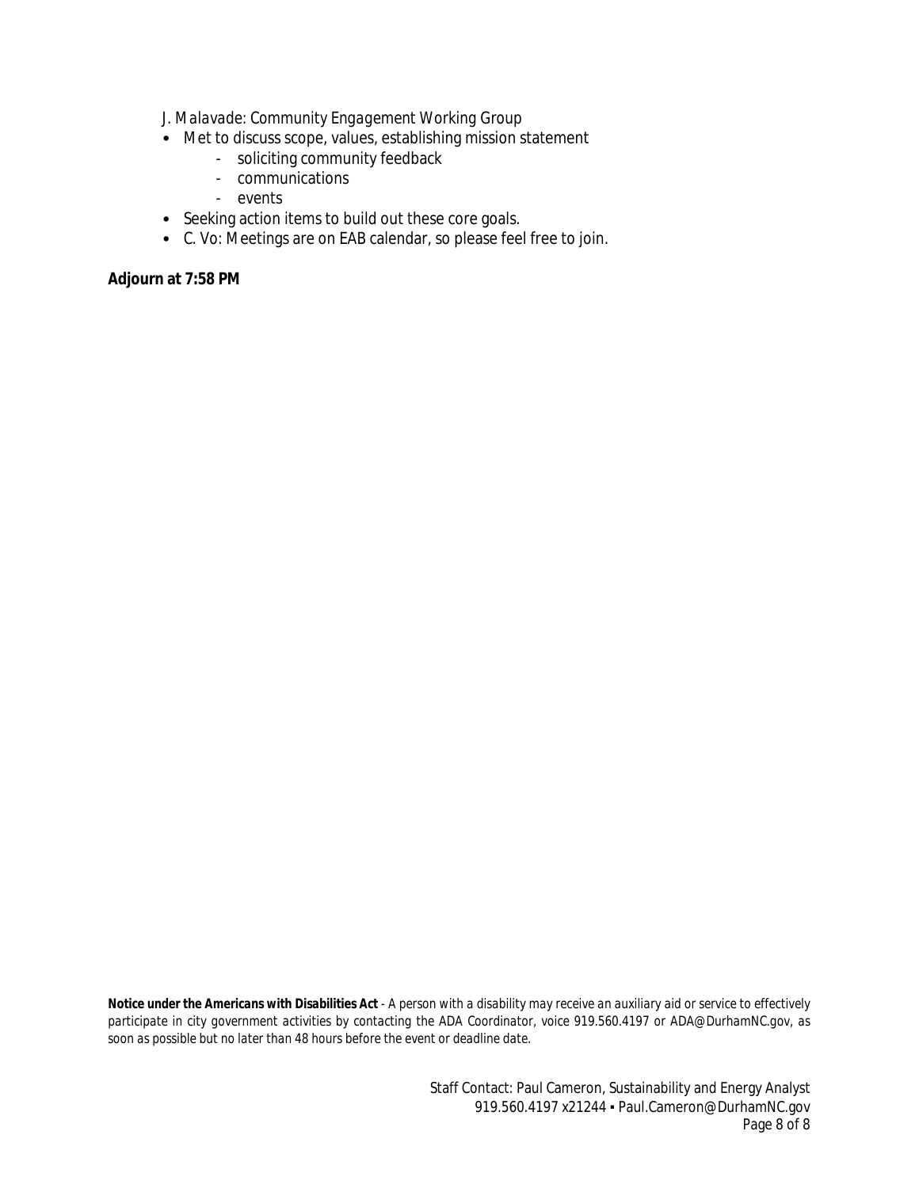J. Malavade: Community Engagement Working Group

- Met to discuss scope, values, establishing mission statement
  - soliciting community feedback
  - communications
  - events
- Seeking action items to build out these core goals.
- C. Vo: Meetings are on EAB calendar, so please feel free to join.

**Adjourn at 7:58 PM**

***Notice under the Americans with Disabilities Act*** - *A person with a disability may receive an auxiliary aid or service to effectively participate in city government activities by contacting the ADA Coordinator, voice 919.560.4197 or ADA@DurhamNC.gov, as soon as possible but no later than 48 hours before the event or deadline date.*

Staff Contact: Paul Cameron, Sustainability and Energy Analyst
919.560.4197 x21244 ▪ Paul.Cameron@DurhamNC.gov